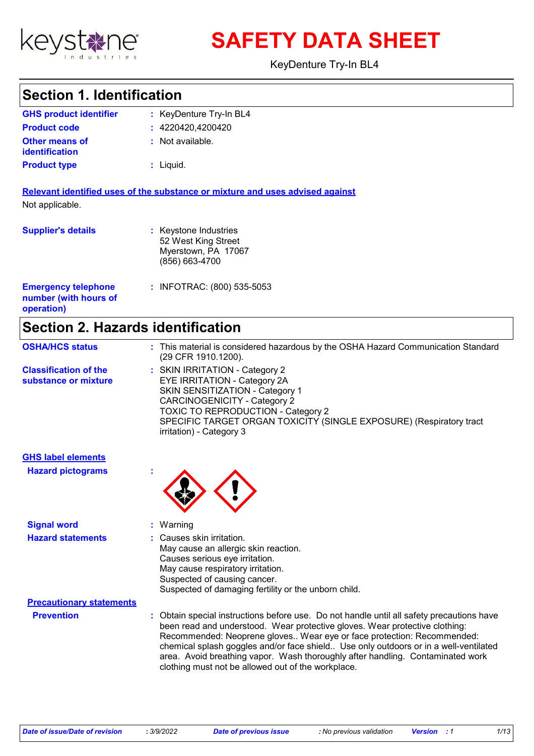# SAFETY DATA SHEET

KeyDenture Try-In BL4

## Section 1. Identification

**GHS product identifier** : KeyDenture Try-In BL4

**Product code** : 4220420,4200420

**Other means of identification** : Not available.

**Product type** : Liquid.

**Relevant identified uses of the substance or mixture and uses advised against**

Not applicable.

**Supplier's details** : Keystone Industries
52 West King Street
Myerstown, PA 17067
(856) 663-4700

**Emergency telephone number (with hours of operation)** : INFOTRAC: (800) 535-5053

## Section 2. Hazards identification

**OSHA/HCS status** : This material is considered hazardous by the OSHA Hazard Communication Standard (29 CFR 1910.1200).

**Classification of the substance or mixture** : SKIN IRRITATION - Category 2
EYE IRRITATION - Category 2A
SKIN SENSITIZATION - Category 1
CARCINOGENICITY - Category 2
TOXIC TO REPRODUCTION - Category 2
SPECIFIC TARGET ORGAN TOXICITY (SINGLE EXPOSURE) (Respiratory tract irritation) - Category 3

**GHS label elements**

**Hazard pictograms** :

**Signal word** : Warning

**Hazard statements** : Causes skin irritation.
May cause an allergic skin reaction.
Causes serious eye irritation.
May cause respiratory irritation.
Suspected of causing cancer.
Suspected of damaging fertility or the unborn child.

**Precautionary statements**

**Prevention** : Obtain special instructions before use. Do not handle until all safety precautions have been read and understood. Wear protective gloves. Wear protective clothing: Recommended: Neoprene gloves.. Wear eye or face protection: Recommended: chemical splash goggles and/or face shield.. Use only outdoors or in a well-ventilated area. Avoid breathing vapor. Wash thoroughly after handling. Contaminated work clothing must not be allowed out of the workplace.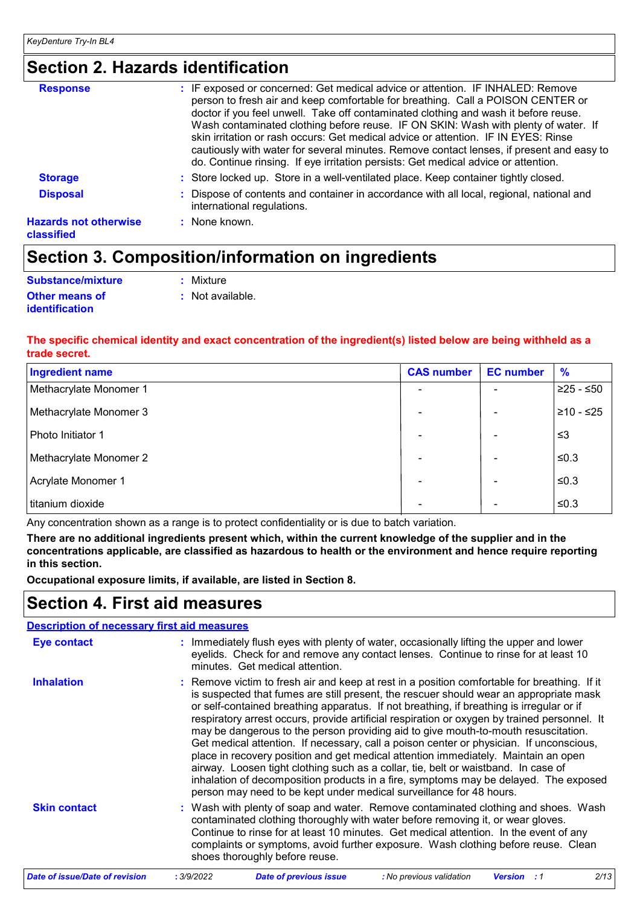## Section 2. Hazards identification

**Response** : IF exposed or concerned: Get medical advice or attention. IF INHALED: Remove person to fresh air and keep comfortable for breathing. Call a POISON CENTER or doctor if you feel unwell. Take off contaminated clothing and wash it before reuse. Wash contaminated clothing before reuse. IF ON SKIN: Wash with plenty of water. If skin irritation or rash occurs: Get medical advice or attention. IF IN EYES: Rinse cautiously with water for several minutes. Remove contact lenses, if present and easy to do. Continue rinsing. If eye irritation persists: Get medical advice or attention.

**Storage** : Store locked up. Store in a well-ventilated place. Keep container tightly closed.

**Disposal** : Dispose of contents and container in accordance with all local, regional, national and international regulations.

**Hazards not otherwise classified** : None known.

## Section 3. Composition/information on ingredients

**Substance/mixture** : Mixture

**Other means of identification** : Not available.

**The specific chemical identity and exact concentration of the ingredient(s) listed below are being withheld as a trade secret.**

| Ingredient name | CAS number | EC number | % |
|---|---|---|---|
| Methacrylate Monomer 1 | - | - | ≥25 - ≤50 |
| Methacrylate Monomer 3 | - | - | ≥10 - ≤25 |
| Photo Initiator 1 | - | - | ≤3 |
| Methacrylate Monomer 2 | - | - | ≤0.3 |
| Acrylate Monomer 1 | - | - | ≤0.3 |
| titanium dioxide | - | - | ≤0.3 |

Any concentration shown as a range is to protect confidentiality or is due to batch variation.

**There are no additional ingredients present which, within the current knowledge of the supplier and in the concentrations applicable, are classified as hazardous to health or the environment and hence require reporting in this section.**

**Occupational exposure limits, if available, are listed in Section 8.**

## Section 4. First aid measures

**Description of necessary first aid measures**

**Eye contact** : Immediately flush eyes with plenty of water, occasionally lifting the upper and lower eyelids. Check for and remove any contact lenses. Continue to rinse for at least 10 minutes. Get medical attention.

**Inhalation** : Remove victim to fresh air and keep at rest in a position comfortable for breathing. If it is suspected that fumes are still present, the rescuer should wear an appropriate mask or self-contained breathing apparatus. If not breathing, if breathing is irregular or if respiratory arrest occurs, provide artificial respiration or oxygen by trained personnel. It may be dangerous to the person providing aid to give mouth-to-mouth resuscitation. Get medical attention. If necessary, call a poison center or physician. If unconscious, place in recovery position and get medical attention immediately. Maintain an open airway. Loosen tight clothing such as a collar, tie, belt or waistband. In case of inhalation of decomposition products in a fire, symptoms may be delayed. The exposed person may need to be kept under medical surveillance for 48 hours.

**Skin contact** : Wash with plenty of soap and water. Remove contaminated clothing and shoes. Wash contaminated clothing thoroughly with water before removing it, or wear gloves. Continue to rinse for at least 10 minutes. Get medical attention. In the event of any complaints or symptoms, avoid further exposure. Wash clothing before reuse. Clean shoes thoroughly before reuse.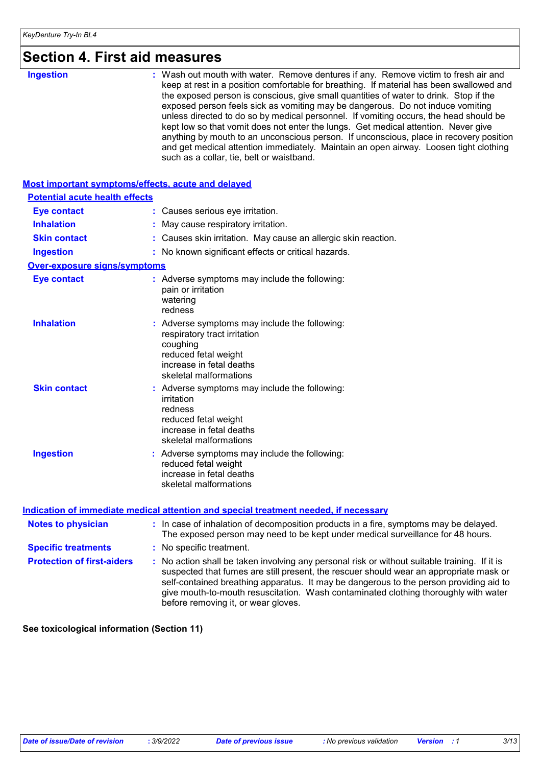# Section 4. First aid measures

**Ingestion** : Wash out mouth with water. Remove dentures if any. Remove victim to fresh air and keep at rest in a position comfortable for breathing. If material has been swallowed and the exposed person is conscious, give small quantities of water to drink. Stop if the exposed person feels sick as vomiting may be dangerous. Do not induce vomiting unless directed to do so by medical personnel. If vomiting occurs, the head should be kept low so that vomit does not enter the lungs. Get medical attention. Never give anything by mouth to an unconscious person. If unconscious, place in recovery position and get medical attention immediately. Maintain an open airway. Loosen tight clothing such as a collar, tie, belt or waistband.

## Most important symptoms/effects, acute and delayed

### Potential acute health effects

**Eye contact** : Causes serious eye irritation.

**Inhalation** : May cause respiratory irritation.

**Skin contact** : Causes skin irritation. May cause an allergic skin reaction.

**Ingestion** : No known significant effects or critical hazards.

### Over-exposure signs/symptoms

**Eye contact** : Adverse symptoms may include the following:
pain or irritation
watering
redness

**Inhalation** : Adverse symptoms may include the following:
respiratory tract irritation
coughing
reduced fetal weight
increase in fetal deaths
skeletal malformations

**Skin contact** : Adverse symptoms may include the following:
irritation
redness
reduced fetal weight
increase in fetal deaths
skeletal malformations

**Ingestion** : Adverse symptoms may include the following:
reduced fetal weight
increase in fetal deaths
skeletal malformations

## Indication of immediate medical attention and special treatment needed, if necessary

**Notes to physician** : In case of inhalation of decomposition products in a fire, symptoms may be delayed. The exposed person may need to be kept under medical surveillance for 48 hours.

**Specific treatments** : No specific treatment.

**Protection of first-aiders** : No action shall be taken involving any personal risk or without suitable training. If it is suspected that fumes are still present, the rescuer should wear an appropriate mask or self-contained breathing apparatus. It may be dangerous to the person providing aid to give mouth-to-mouth resuscitation. Wash contaminated clothing thoroughly with water before removing it, or wear gloves.

**See toxicological information (Section 11)**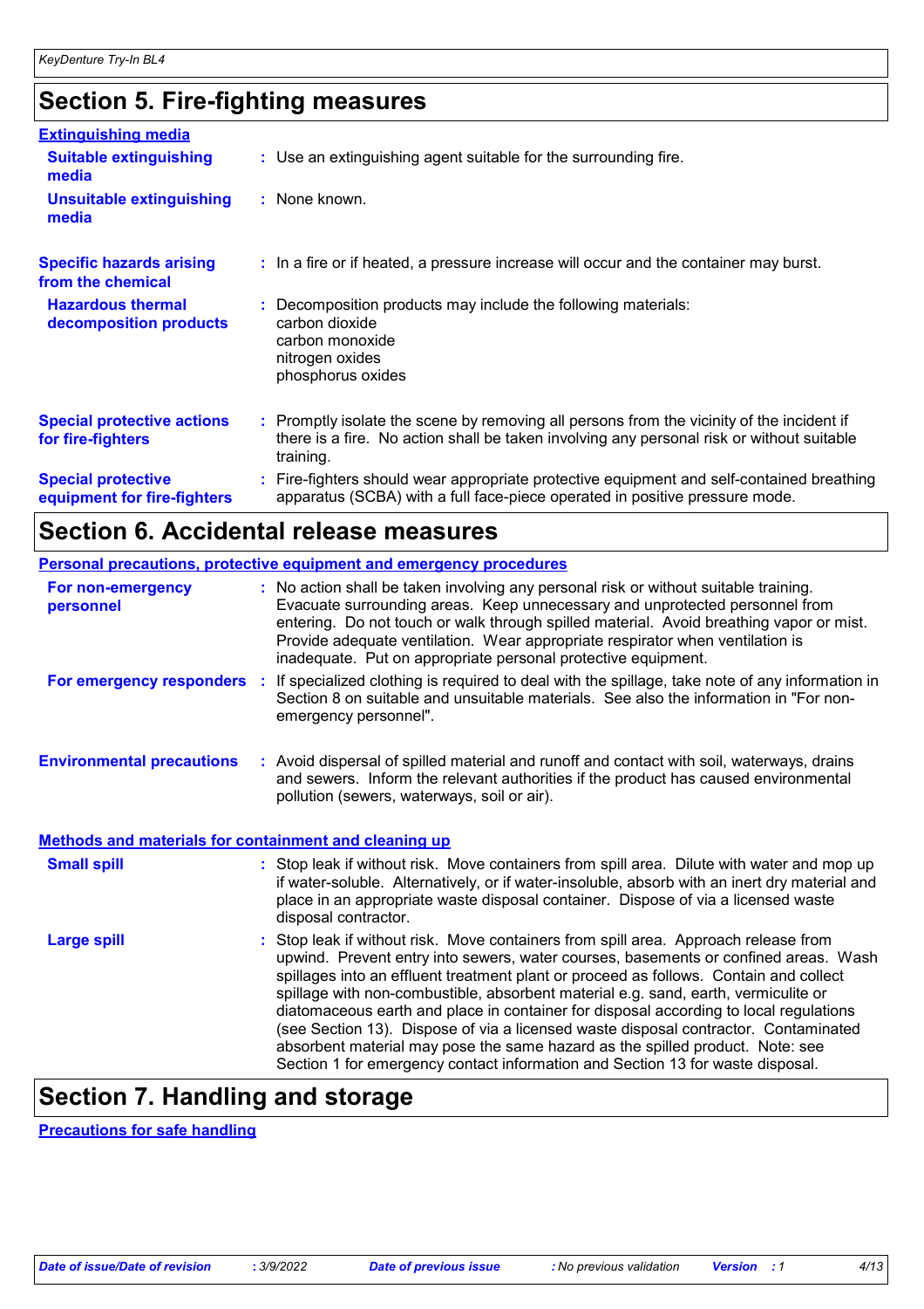## Section 5. Fire-fighting measures

### Extinguishing media

**Suitable extinguishing media** : Use an extinguishing agent suitable for the surrounding fire.

**Unsuitable extinguishing media** : None known.

**Specific hazards arising from the chemical** : In a fire or if heated, a pressure increase will occur and the container may burst.

**Hazardous thermal decomposition products** : Decomposition products may include the following materials:
carbon dioxide
carbon monoxide
nitrogen oxides
phosphorus oxides

**Special protective actions for fire-fighters** : Promptly isolate the scene by removing all persons from the vicinity of the incident if there is a fire. No action shall be taken involving any personal risk or without suitable training.

**Special protective equipment for fire-fighters** : Fire-fighters should wear appropriate protective equipment and self-contained breathing apparatus (SCBA) with a full face-piece operated in positive pressure mode.

## Section 6. Accidental release measures

### Personal precautions, protective equipment and emergency procedures

**For non-emergency personnel** : No action shall be taken involving any personal risk or without suitable training. Evacuate surrounding areas. Keep unnecessary and unprotected personnel from entering. Do not touch or walk through spilled material. Avoid breathing vapor or mist. Provide adequate ventilation. Wear appropriate respirator when ventilation is inadequate. Put on appropriate personal protective equipment.

**For emergency responders** : If specialized clothing is required to deal with the spillage, take note of any information in Section 8 on suitable and unsuitable materials. See also the information in "For non-emergency personnel".

**Environmental precautions** : Avoid dispersal of spilled material and runoff and contact with soil, waterways, drains and sewers. Inform the relevant authorities if the product has caused environmental pollution (sewers, waterways, soil or air).

### Methods and materials for containment and cleaning up

**Small spill** : Stop leak if without risk. Move containers from spill area. Dilute with water and mop up if water-soluble. Alternatively, or if water-insoluble, absorb with an inert dry material and place in an appropriate waste disposal container. Dispose of via a licensed waste disposal contractor.

**Large spill** : Stop leak if without risk. Move containers from spill area. Approach release from upwind. Prevent entry into sewers, water courses, basements or confined areas. Wash spillages into an effluent treatment plant or proceed as follows. Contain and collect spillage with non-combustible, absorbent material e.g. sand, earth, vermiculite or diatomaceous earth and place in container for disposal according to local regulations (see Section 13). Dispose of via a licensed waste disposal contractor. Contaminated absorbent material may pose the same hazard as the spilled product. Note: see Section 1 for emergency contact information and Section 13 for waste disposal.

## Section 7. Handling and storage

### Precautions for safe handling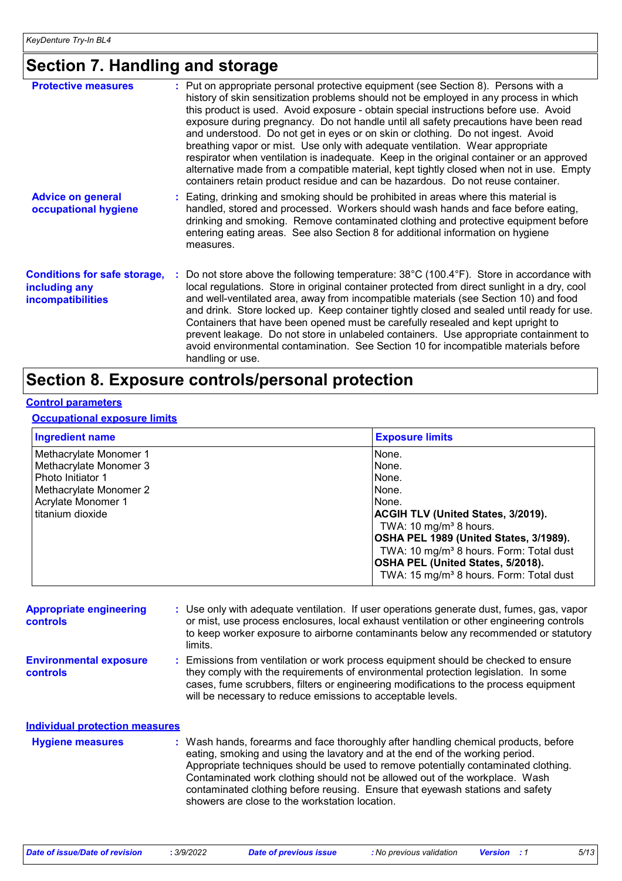# Section 7. Handling and storage

**Protective measures** : Put on appropriate personal protective equipment (see Section 8). Persons with a history of skin sensitization problems should not be employed in any process in which this product is used. Avoid exposure - obtain special instructions before use. Avoid exposure during pregnancy. Do not handle until all safety precautions have been read and understood. Do not get in eyes or on skin or clothing. Do not ingest. Avoid breathing vapor or mist. Use only with adequate ventilation. Wear appropriate respirator when ventilation is inadequate. Keep in the original container or an approved alternative made from a compatible material, kept tightly closed when not in use. Empty containers retain product residue and can be hazardous. Do not reuse container.

**Advice on general occupational hygiene** : Eating, drinking and smoking should be prohibited in areas where this material is handled, stored and processed. Workers should wash hands and face before eating, drinking and smoking. Remove contaminated clothing and protective equipment before entering eating areas. See also Section 8 for additional information on hygiene measures.

**Conditions for safe storage, including any incompatibilities** : Do not store above the following temperature: 38°C (100.4°F). Store in accordance with local regulations. Store in original container protected from direct sunlight in a dry, cool and well-ventilated area, away from incompatible materials (see Section 10) and food and drink. Store locked up. Keep container tightly closed and sealed until ready for use. Containers that have been opened must be carefully resealed and kept upright to prevent leakage. Do not store in unlabeled containers. Use appropriate containment to avoid environmental contamination. See Section 10 for incompatible materials before handling or use.

# Section 8. Exposure controls/personal protection

## Control parameters

### Occupational exposure limits

| Ingredient name | Exposure limits |
| --- | --- |
| Methacrylate Monomer 1 | None. |
| Methacrylate Monomer 3 | None. |
| Photo Initiator 1 | None. |
| Methacrylate Monomer 2 | None. |
| Acrylate Monomer 1 | None. |
| titanium dioxide | **ACGIH TLV (United States, 3/2019).** TWA: 10 mg/m³ 8 hours. **OSHA PEL 1989 (United States, 3/1989).** TWA: 10 mg/m³ 8 hours. Form: Total dust **OSHA PEL (United States, 5/2018).** TWA: 15 mg/m³ 8 hours. Form: Total dust |

**Appropriate engineering controls** : Use only with adequate ventilation. If user operations generate dust, fumes, gas, vapor or mist, use process enclosures, local exhaust ventilation or other engineering controls to keep worker exposure to airborne contaminants below any recommended or statutory limits.

**Environmental exposure controls** : Emissions from ventilation or work process equipment should be checked to ensure they comply with the requirements of environmental protection legislation. In some cases, fume scrubbers, filters or engineering modifications to the process equipment will be necessary to reduce emissions to acceptable levels.

## Individual protection measures

**Hygiene measures** : Wash hands, forearms and face thoroughly after handling chemical products, before eating, smoking and using the lavatory and at the end of the working period. Appropriate techniques should be used to remove potentially contaminated clothing. Contaminated work clothing should not be allowed out of the workplace. Wash contaminated clothing before reusing. Ensure that eyewash stations and safety showers are close to the workstation location.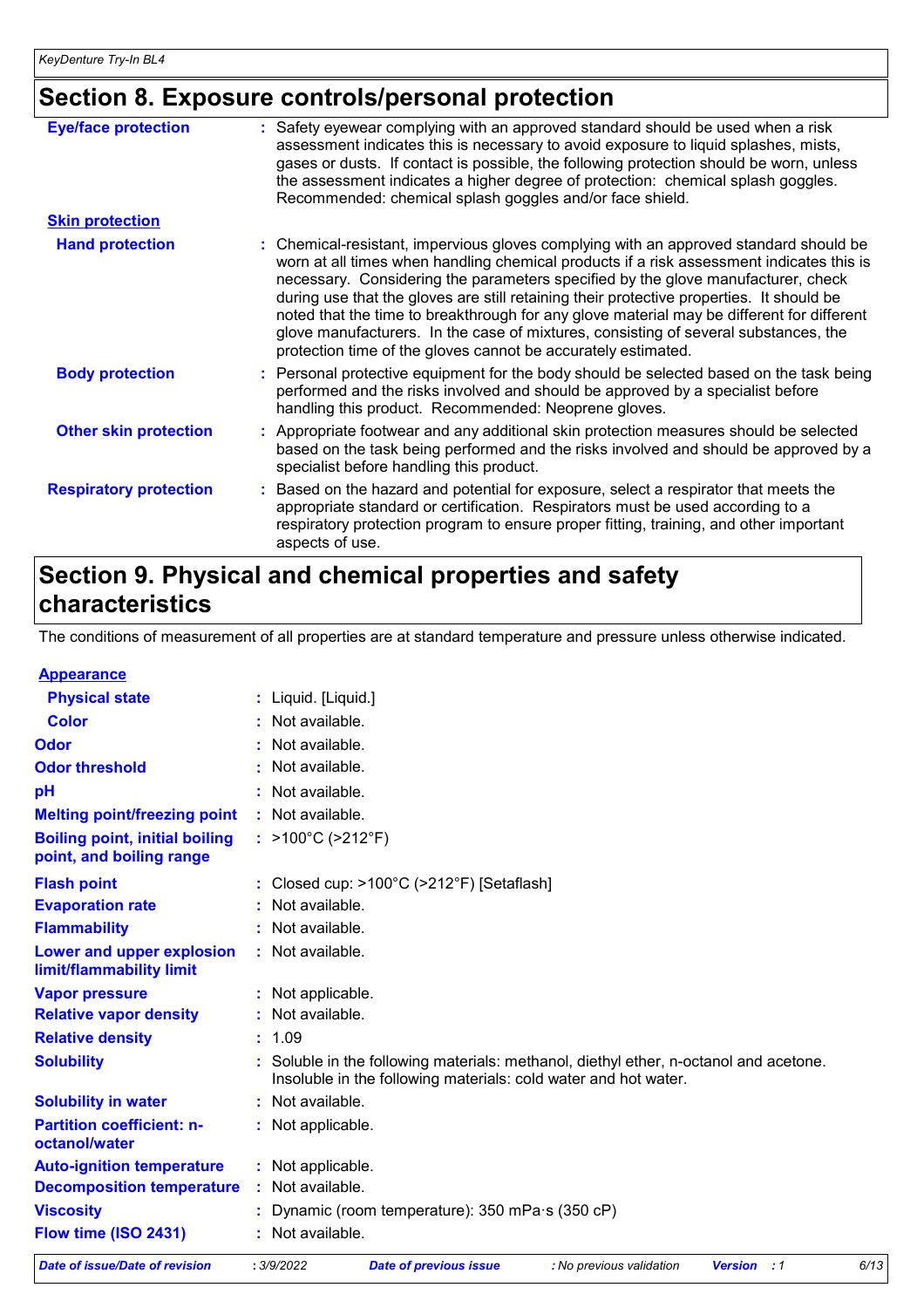## Section 8. Exposure controls/personal protection

| | |
|---|---|
| **Eye/face protection** | : Safety eyewear complying with an approved standard should be used when a risk assessment indicates this is necessary to avoid exposure to liquid splashes, mists, gases or dusts. If contact is possible, the following protection should be worn, unless the assessment indicates a higher degree of protection: chemical splash goggles. Recommended: chemical splash goggles and/or face shield. |
| **Skin protection** | |
| **Hand protection** | : Chemical-resistant, impervious gloves complying with an approved standard should be worn at all times when handling chemical products if a risk assessment indicates this is necessary. Considering the parameters specified by the glove manufacturer, check during use that the gloves are still retaining their protective properties. It should be noted that the time to breakthrough for any glove material may be different for different glove manufacturers. In the case of mixtures, consisting of several substances, the protection time of the gloves cannot be accurately estimated. |
| **Body protection** | : Personal protective equipment for the body should be selected based on the task being performed and the risks involved and should be approved by a specialist before handling this product. Recommended: Neoprene gloves. |
| **Other skin protection** | : Appropriate footwear and any additional skin protection measures should be selected based on the task being performed and the risks involved and should be approved by a specialist before handling this product. |
| **Respiratory protection** | : Based on the hazard and potential for exposure, select a respirator that meets the appropriate standard or certification. Respirators must be used according to a respiratory protection program to ensure proper fitting, training, and other important aspects of use. |

## Section 9. Physical and chemical properties and safety characteristics

The conditions of measurement of all properties are at standard temperature and pressure unless otherwise indicated.

| | |
|---|---|
| **Appearance** | |
| **Physical state** | : Liquid. [Liquid.] |
| **Color** | : Not available. |
| **Odor** | : Not available. |
| **Odor threshold** | : Not available. |
| **pH** | : Not available. |
| **Melting point/freezing point** | : Not available. |
| **Boiling point, initial boiling point, and boiling range** | : >100°C (>212°F) |
| **Flash point** | : Closed cup: >100°C (>212°F) [Setaflash] |
| **Evaporation rate** | : Not available. |
| **Flammability** | : Not available. |
| **Lower and upper explosion limit/flammability limit** | : Not available. |
| **Vapor pressure** | : Not applicable. |
| **Relative vapor density** | : Not available. |
| **Relative density** | : 1.09 |
| **Solubility** | : Soluble in the following materials: methanol, diethyl ether, n-octanol and acetone. Insoluble in the following materials: cold water and hot water. |
| **Solubility in water** | : Not available. |
| **Partition coefficient: n-octanol/water** | : Not applicable. |
| **Auto-ignition temperature** | : Not applicable. |
| **Decomposition temperature** | : Not available. |
| **Viscosity** | : Dynamic (room temperature): 350 mPa·s (350 cP) |
| **Flow time (ISO 2431)** | : Not available. |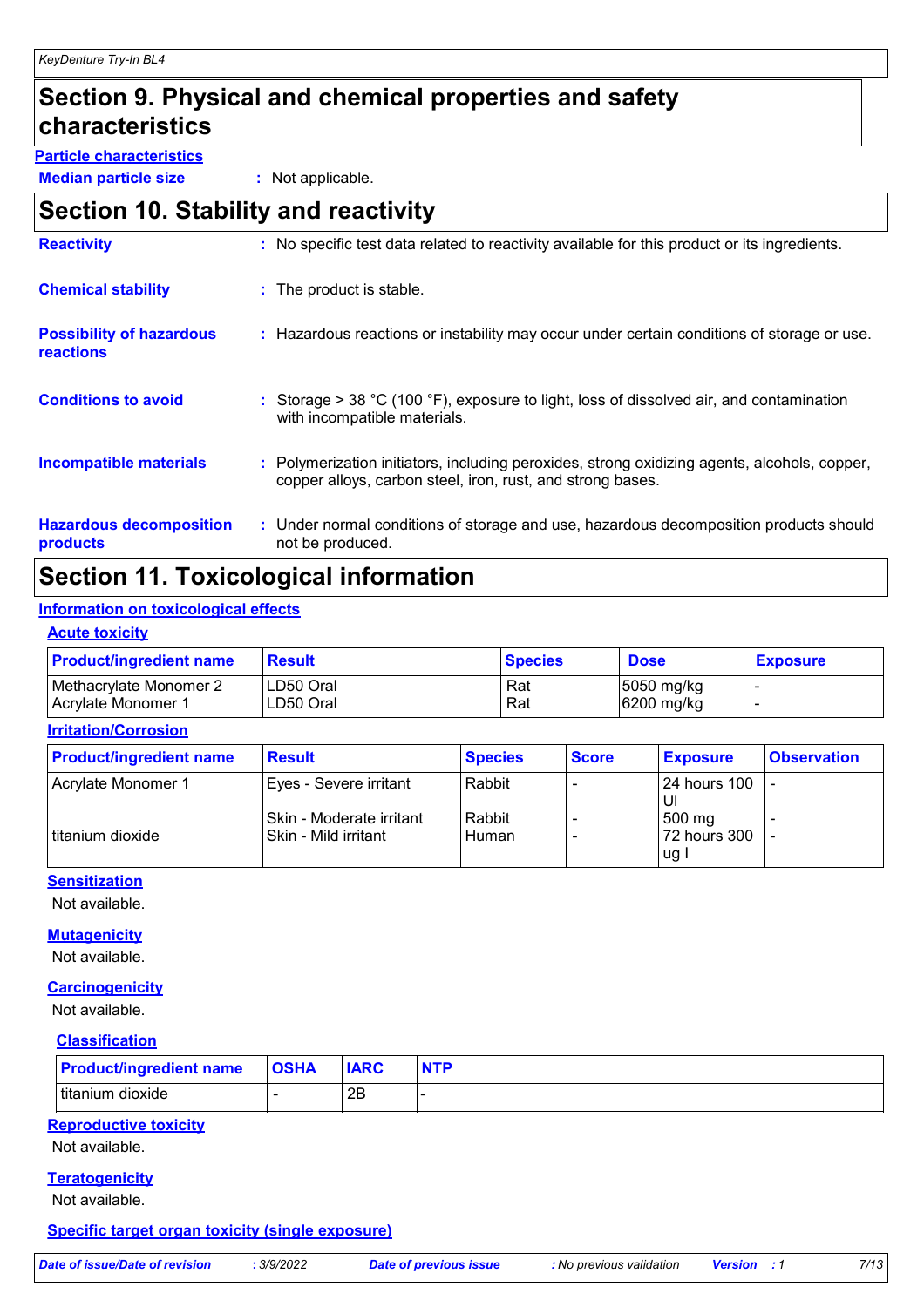## Section 9. Physical and chemical properties and safety characteristics

**Particle characteristics**

**Median particle size** : Not applicable.

## Section 10. Stability and reactivity

**Reactivity** : No specific test data related to reactivity available for this product or its ingredients.

**Chemical stability** : The product is stable.

**Possibility of hazardous reactions** : Hazardous reactions or instability may occur under certain conditions of storage or use.

**Conditions to avoid** : Storage > 38 °C (100 °F), exposure to light, loss of dissolved air, and contamination with incompatible materials.

**Incompatible materials** : Polymerization initiators, including peroxides, strong oxidizing agents, alcohols, copper, copper alloys, carbon steel, iron, rust, and strong bases.

**Hazardous decomposition products** : Under normal conditions of storage and use, hazardous decomposition products should not be produced.

## Section 11. Toxicological information

**Information on toxicological effects**

**Acute toxicity**

| Product/ingredient name | Result | Species | Dose | Exposure |
|---|---|---|---|---|
| Methacrylate Monomer 2 | LD50 Oral | Rat | 5050 mg/kg | - |
| Acrylate Monomer 1 | LD50 Oral | Rat | 6200 mg/kg | - |

**Irritation/Corrosion**

| Product/ingredient name | Result | Species | Score | Exposure | Observation |
|---|---|---|---|---|---|
| Acrylate Monomer 1 | Eyes - Severe irritant | Rabbit | - | 24 hours 100 Ul | - |
| | Skin - Moderate irritant | Rabbit | - | 500 mg | - |
| titanium dioxide | Skin - Mild irritant | Human | - | 72 hours 300 ug I | - |

**Sensitization**

Not available.

**Mutagenicity**

Not available.

**Carcinogenicity**

Not available.

**Classification**

| Product/ingredient name | OSHA | IARC | NTP |
|---|---|---|---|
| titanium dioxide | - | 2B | - |

**Reproductive toxicity**

Not available.

**Teratogenicity**

Not available.

**Specific target organ toxicity (single exposure)**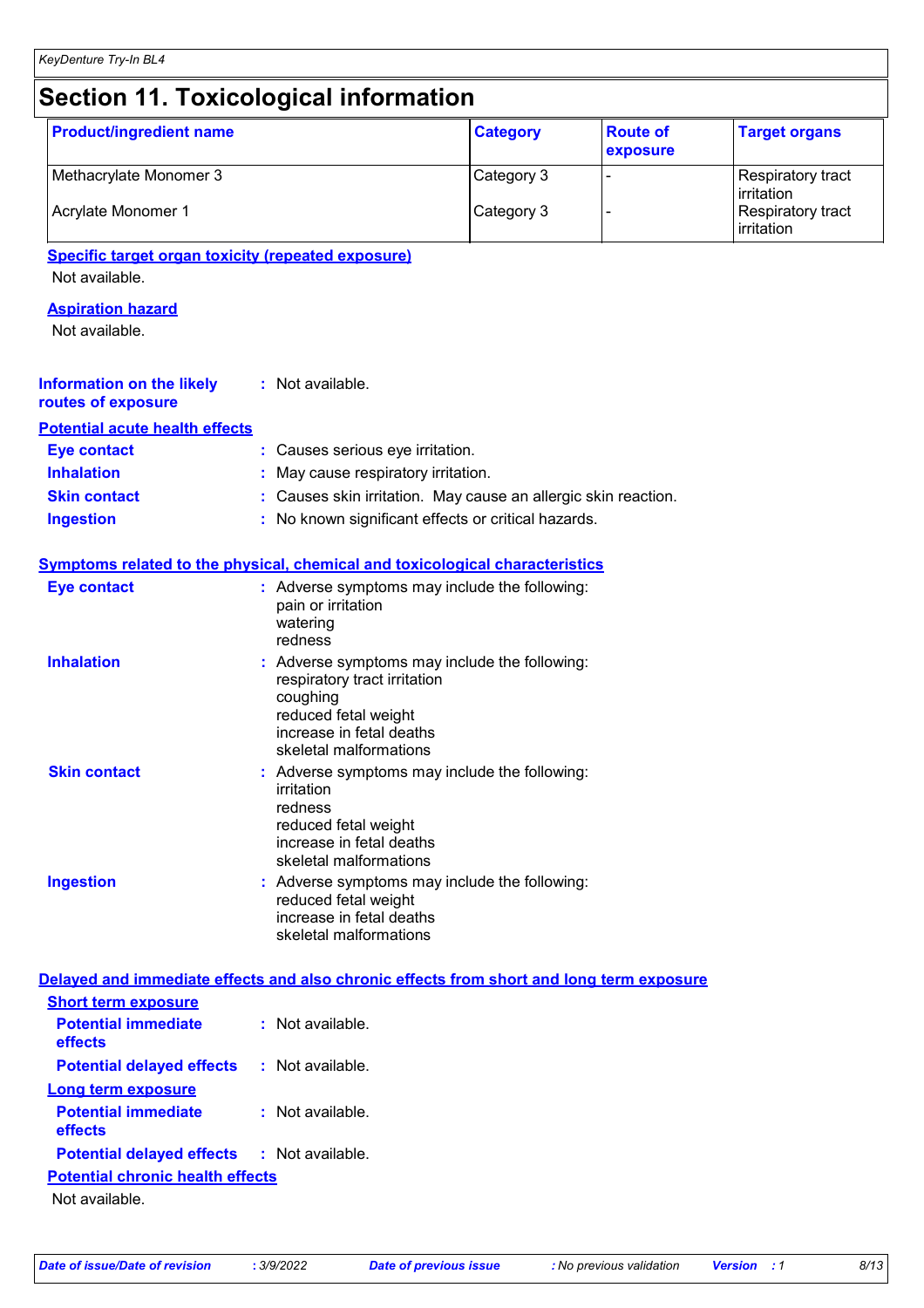# Section 11. Toxicological information

| Product/ingredient name | Category | Route of exposure | Target organs |
|---|---|---|---|
| Methacrylate Monomer 3 | Category 3 | - | Respiratory tract irritation |
| Acrylate Monomer 1 | Category 3 | - | Respiratory tract irritation |

**Specific target organ toxicity (repeated exposure)**

Not available.

**Aspiration hazard**

Not available.

**Information on the likely routes of exposure** : Not available.

**Potential acute health effects**

**Eye contact** : Causes serious eye irritation.

**Inhalation** : May cause respiratory irritation.

**Skin contact** : Causes skin irritation. May cause an allergic skin reaction.

**Ingestion** : No known significant effects or critical hazards.

**Symptoms related to the physical, chemical and toxicological characteristics**

**Eye contact** : Adverse symptoms may include the following:
pain or irritation
watering
redness

**Inhalation** : Adverse symptoms may include the following:
respiratory tract irritation
coughing
reduced fetal weight
increase in fetal deaths
skeletal malformations

**Skin contact** : Adverse symptoms may include the following:
irritation
redness
reduced fetal weight
increase in fetal deaths
skeletal malformations

**Ingestion** : Adverse symptoms may include the following:
reduced fetal weight
increase in fetal deaths
skeletal malformations

**Delayed and immediate effects and also chronic effects from short and long term exposure**

**Short term exposure**

**Potential immediate effects** : Not available.

**Potential delayed effects** : Not available.

**Long term exposure**

**Potential immediate effects** : Not available.

**Potential delayed effects** : Not available.

**Potential chronic health effects**

Not available.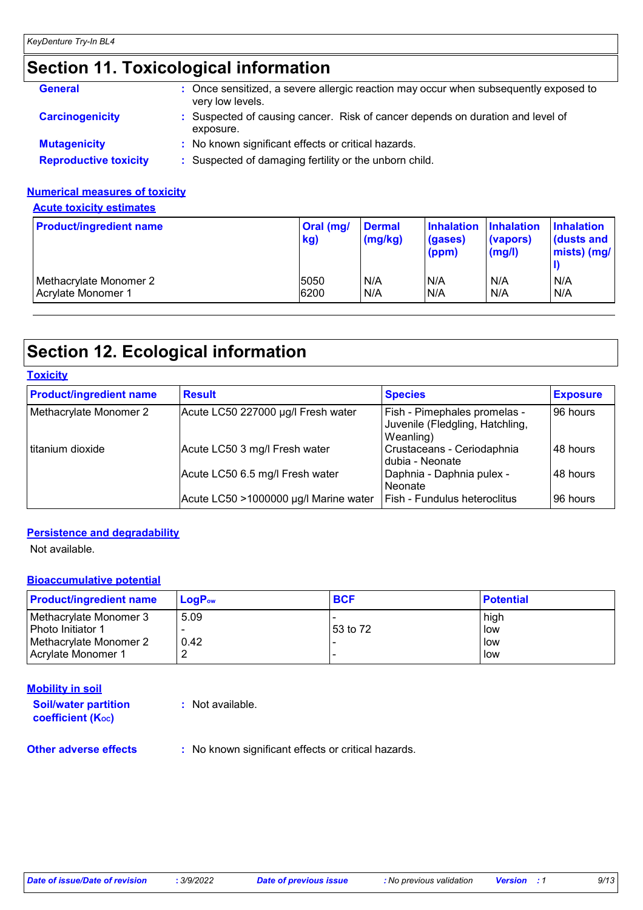# Section 11. Toxicological information

**General** : Once sensitized, a severe allergic reaction may occur when subsequently exposed to very low levels.

**Carcinogenicity** : Suspected of causing cancer. Risk of cancer depends on duration and level of exposure.

**Mutagenicity** : No known significant effects or critical hazards.

**Reproductive toxicity** : Suspected of damaging fertility or the unborn child.

### Numerical measures of toxicity

#### Acute toxicity estimates

| Product/ingredient name | Oral (mg/kg) | Dermal (mg/kg) | Inhalation (gases) (ppm) | Inhalation (vapors) (mg/l) | Inhalation (dusts and mists) (mg/l) |
|---|---|---|---|---|---|
| Methacrylate Monomer 2 | 5050 | N/A | N/A | N/A | N/A |
| Acrylate Monomer 1 | 6200 | N/A | N/A | N/A | N/A |

# Section 12. Ecological information

### Toxicity

| Product/ingredient name | Result | Species | Exposure |
|---|---|---|---|
| Methacrylate Monomer 2 | Acute LC50 227000 µg/l Fresh water | Fish - Pimephales promelas - Juvenile (Fledgling, Hatchling, Weanling) | 96 hours |
| titanium dioxide | Acute LC50 3 mg/l Fresh water | Crustaceans - Ceriodaphnia dubia - Neonate | 48 hours |
| | Acute LC50 6.5 mg/l Fresh water | Daphnia - Daphnia pulex - Neonate | 48 hours |
| | Acute LC50 >1000000 µg/l Marine water | Fish - Fundulus heteroclitus | 96 hours |

### Persistence and degradability

Not available.

### Bioaccumulative potential

| Product/ingredient name | $LogP_{ow}$ | BCF | Potential |
|---|---|---|---|
| Methacrylate Monomer 3 | 5.09 | - | high |
| Photo Initiator 1 | - | 53 to 72 | low |
| Methacrylate Monomer 2 | 0.42 | - | low |
| Acrylate Monomer 1 | 2 | - | low |

### Mobility in soil

**Soil/water partition coefficient ($K_{OC}$)** : Not available.

**Other adverse effects** : No known significant effects or critical hazards.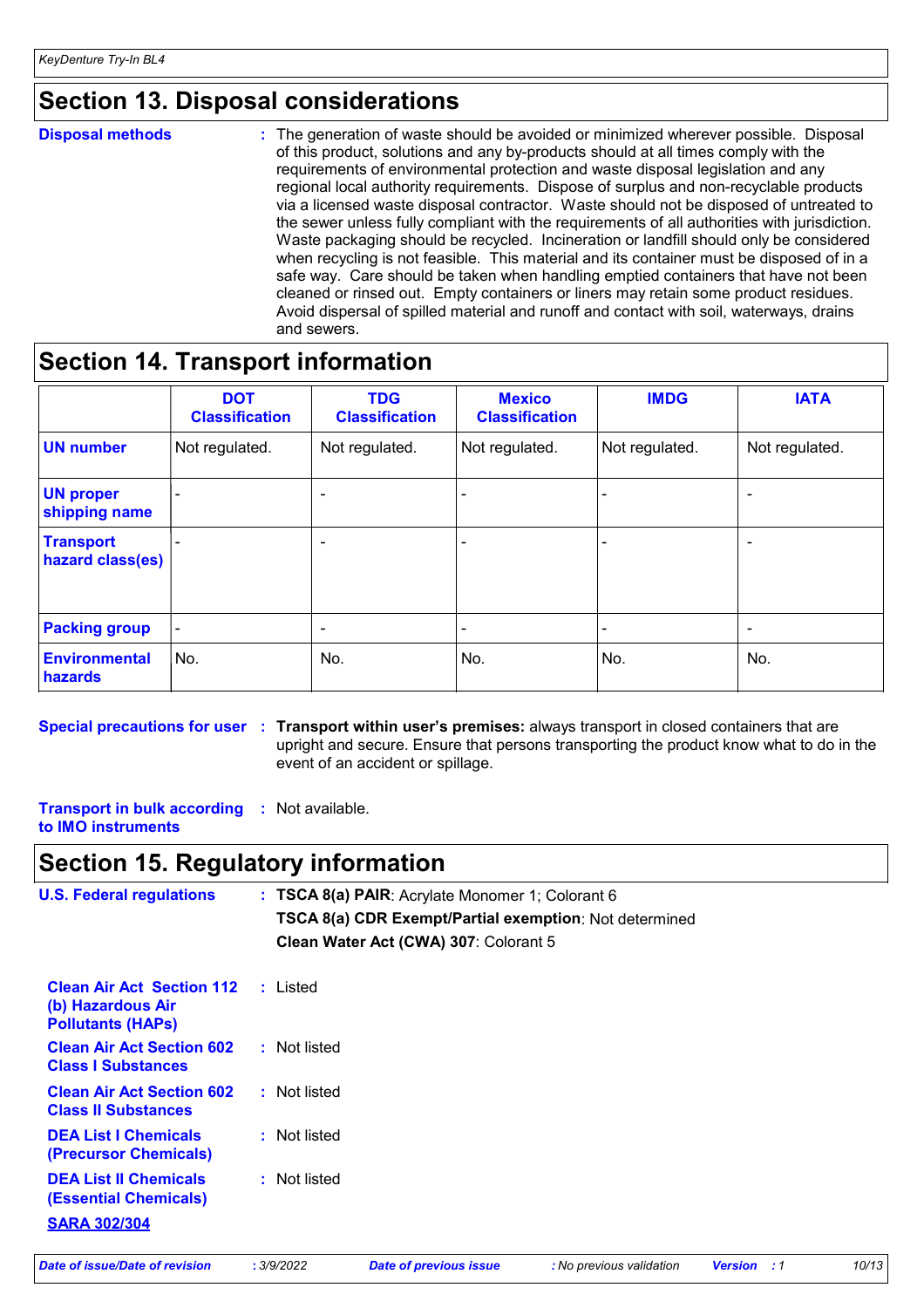## Section 13. Disposal considerations

**Disposal methods** : The generation of waste should be avoided or minimized wherever possible. Disposal of this product, solutions and any by-products should at all times comply with the requirements of environmental protection and waste disposal legislation and any regional local authority requirements. Dispose of surplus and non-recyclable products via a licensed waste disposal contractor. Waste should not be disposed of untreated to the sewer unless fully compliant with the requirements of all authorities with jurisdiction. Waste packaging should be recycled. Incineration or landfill should only be considered when recycling is not feasible. This material and its container must be disposed of in a safe way. Care should be taken when handling emptied containers that have not been cleaned or rinsed out. Empty containers or liners may retain some product residues. Avoid dispersal of spilled material and runoff and contact with soil, waterways, drains and sewers.

## Section 14. Transport information

| | DOT Classification | TDG Classification | Mexico Classification | IMDG | IATA |
|---|---|---|---|---|---|
| **UN number** | Not regulated. | Not regulated. | Not regulated. | Not regulated. | Not regulated. |
| **UN proper shipping name** | - | - | - | - | - |
| **Transport hazard class(es)** | - | - | - | - | - |
| **Packing group** | - | - | - | - | - |
| **Environmental hazards** | No. | No. | No. | No. | No. |

**Special precautions for user** : **Transport within user's premises:** always transport in closed containers that are upright and secure. Ensure that persons transporting the product know what to do in the event of an accident or spillage.

**Transport in bulk according to IMO instruments** : Not available.

## Section 15. Regulatory information

**U.S. Federal regulations** : **TSCA 8(a) PAIR**: Acrylate Monomer 1; Colorant 6

**TSCA 8(a) CDR Exempt/Partial exemption**: Not determined

**Clean Water Act (CWA) 307**: Colorant 5

**Clean Air Act Section 112 (b) Hazardous Air Pollutants (HAPs)** : Listed

**Clean Air Act Section 602 Class I Substances** : Not listed

**Clean Air Act Section 602 Class II Substances** : Not listed

**DEA List I Chemicals (Precursor Chemicals)** : Not listed

**DEA List II Chemicals (Essential Chemicals)** : Not listed

**SARA 302/304**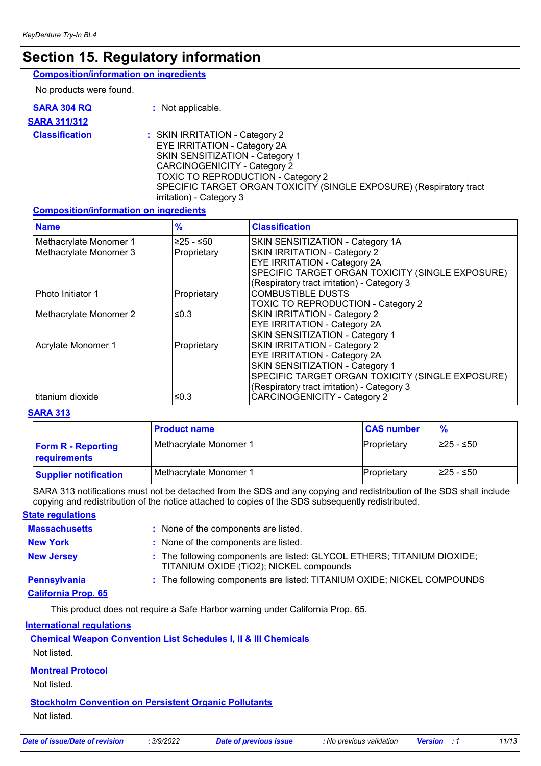# Section 15. Regulatory information

**Composition/information on ingredients**

No products were found.

**SARA 304 RQ** : Not applicable.

**SARA 311/312**

**Classification** : SKIN IRRITATION - Category 2
EYE IRRITATION - Category 2A
SKIN SENSITIZATION - Category 1
CARCINOGENICITY - Category 2
TOXIC TO REPRODUCTION - Category 2
SPECIFIC TARGET ORGAN TOXICITY (SINGLE EXPOSURE) (Respiratory tract irritation) - Category 3

**Composition/information on ingredients**

| Name | % | Classification |
|---|---|---|
| Methacrylate Monomer 1 | ≥25 - ≤50 | SKIN SENSITIZATION - Category 1A |
| Methacrylate Monomer 3 | Proprietary | SKIN IRRITATION - Category 2<br>EYE IRRITATION - Category 2A<br>SPECIFIC TARGET ORGAN TOXICITY (SINGLE EXPOSURE) (Respiratory tract irritation) - Category 3 |
| Photo Initiator 1 | Proprietary | COMBUSTIBLE DUSTS<br>TOXIC TO REPRODUCTION - Category 2 |
| Methacrylate Monomer 2 | ≤0.3 | SKIN IRRITATION - Category 2<br>EYE IRRITATION - Category 2A<br>SKIN SENSITIZATION - Category 1 |
| Acrylate Monomer 1 | Proprietary | SKIN IRRITATION - Category 2<br>EYE IRRITATION - Category 2A<br>SKIN SENSITIZATION - Category 1<br>SPECIFIC TARGET ORGAN TOXICITY (SINGLE EXPOSURE) (Respiratory tract irritation) - Category 3 |
| titanium dioxide | ≤0.3 | CARCINOGENICITY - Category 2 |

**SARA 313**

| | Product name | CAS number | % |
|---|---|---|---|
| **Form R - Reporting requirements** | Methacrylate Monomer 1 | Proprietary | ≥25 - ≤50 |
| **Supplier notification** | Methacrylate Monomer 1 | Proprietary | ≥25 - ≤50 |

SARA 313 notifications must not be detached from the SDS and any copying and redistribution of the SDS shall include copying and redistribution of the notice attached to copies of the SDS subsequently redistributed.

**State regulations**

**Massachusetts** : None of the components are listed.

**New York** : None of the components are listed.

**New Jersey** : The following components are listed: GLYCOL ETHERS; TITANIUM DIOXIDE; TITANIUM OXIDE (TiO2); NICKEL compounds

**Pennsylvania** : The following components are listed: TITANIUM OXIDE; NICKEL COMPOUNDS

**California Prop. 65**

This product does not require a Safe Harbor warning under California Prop. 65.

**International regulations**

**Chemical Weapon Convention List Schedules I, II & III Chemicals**

Not listed.

**Montreal Protocol**

Not listed.

**Stockholm Convention on Persistent Organic Pollutants**

Not listed.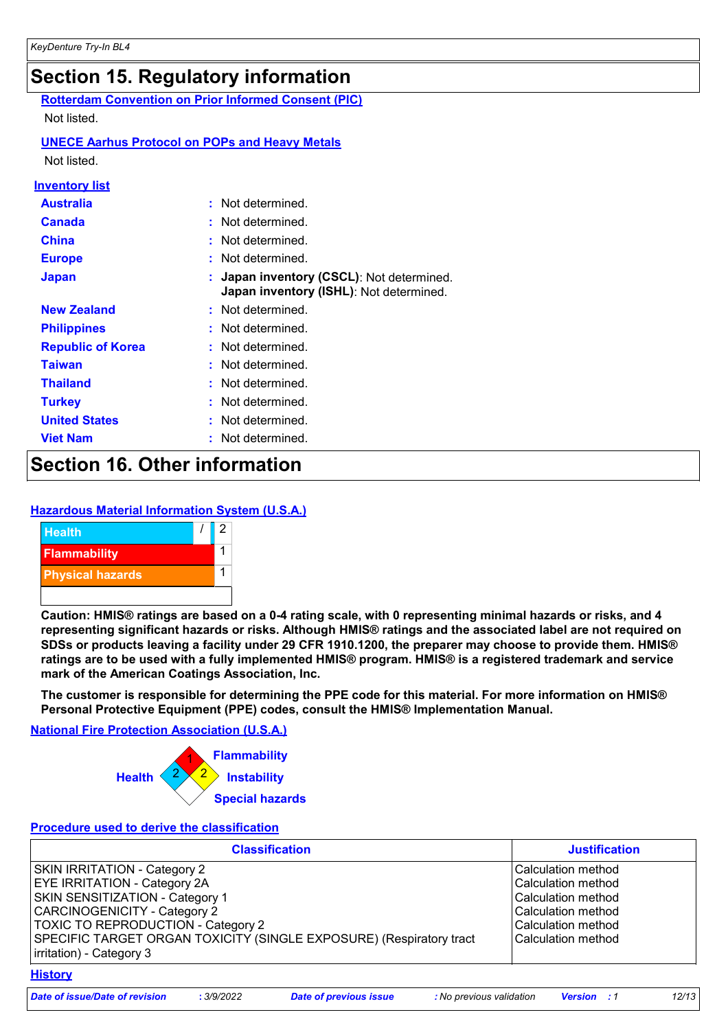## Section 15. Regulatory information

**Rotterdam Convention on Prior Informed Consent (PIC)**

Not listed.

**UNECE Aarhus Protocol on POPs and Heavy Metals**

Not listed.

**Inventory list**

| | |
|---|---|
| **Australia** | : Not determined. |
| **Canada** | : Not determined. |
| **China** | : Not determined. |
| **Europe** | : Not determined. |
| **Japan** | : **Japan inventory (CSCL)**: Not determined.<br>**Japan inventory (ISHL)**: Not determined. |
| **New Zealand** | : Not determined. |
| **Philippines** | : Not determined. |
| **Republic of Korea** | : Not determined. |
| **Taiwan** | : Not determined. |
| **Thailand** | : Not determined. |
| **Turkey** | : Not determined. |
| **United States** | : Not determined. |
| **Viet Nam** | : Not determined. |

## Section 16. Other information

**Hazardous Material Information System (U.S.A.)**

| | |
|---|---|
| Health / | 2 |
| Flammability | 1 |
| Physical hazards | 1 |
| | |

**Caution: HMIS® ratings are based on a 0-4 rating scale, with 0 representing minimal hazards or risks, and 4 representing significant hazards or risks. Although HMIS® ratings and the associated label are not required on SDSs or products leaving a facility under 29 CFR 1910.1200, the preparer may choose to provide them. HMIS® ratings are to be used with a fully implemented HMIS® program. HMIS® is a registered trademark and service mark of the American Coatings Association, Inc.**

**The customer is responsible for determining the PPE code for this material. For more information on HMIS® Personal Protective Equipment (PPE) codes, consult the HMIS® Implementation Manual.**

**National Fire Protection Association (U.S.A.)**

- Health: 2
- Flammability: 1
- Instability: 2
- Special hazards: 

**Procedure used to derive the classification**

| Classification | Justification |
|---|---|
| SKIN IRRITATION - Category 2 | Calculation method |
| EYE IRRITATION - Category 2A | Calculation method |
| SKIN SENSITIZATION - Category 1 | Calculation method |
| CARCINOGENICITY - Category 2 | Calculation method |
| TOXIC TO REPRODUCTION - Category 2 | Calculation method |
| SPECIFIC TARGET ORGAN TOXICITY (SINGLE EXPOSURE) (Respiratory tract irritation) - Category 3 | Calculation method |

**History**

| | | | |
|---|---|---|---|
| *Date of issue/Date of revision* | *: 3/9/2022* | *Date of previous issue* | *: No previous validation* |
| *Version* | *: 1* | | |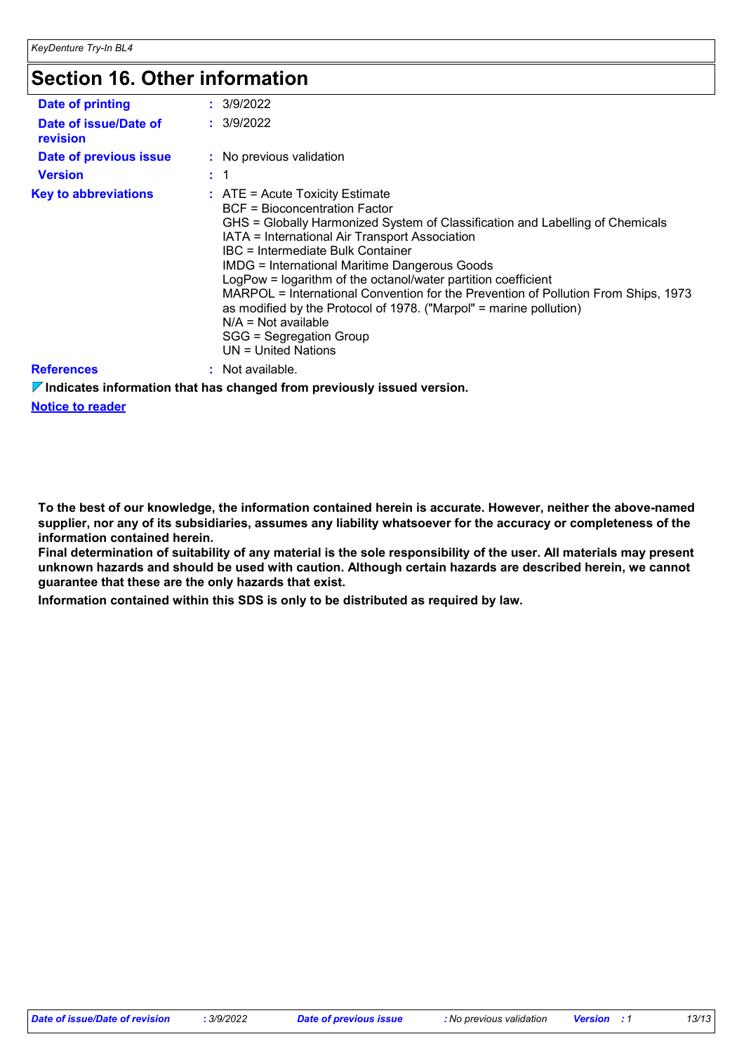# Section 16. Other information

| | | |
|---|---|---|
| **Date of printing** | : | 3/9/2022 |
| **Date of issue/Date of revision** | : | 3/9/2022 |
| **Date of previous issue** | : | No previous validation |
| **Version** | : | 1 |
| **Key to abbreviations** | : | ATE = Acute Toxicity Estimate<br>BCF = Bioconcentration Factor<br>GHS = Globally Harmonized System of Classification and Labelling of Chemicals<br>IATA = International Air Transport Association<br>IBC = Intermediate Bulk Container<br>IMDG = International Maritime Dangerous Goods<br>LogPow = logarithm of the octanol/water partition coefficient<br>MARPOL = International Convention for the Prevention of Pollution From Ships, 1973 as modified by the Protocol of 1978. ("Marpol" = marine pollution)<br>N/A = Not available<br>SGG = Segregation Group<br>UN = United Nations |
| **References** | : | Not available. |

**Indicates information that has changed from previously issued version.**

**Notice to reader**

**To the best of our knowledge, the information contained herein is accurate. However, neither the above-named supplier, nor any of its subsidiaries, assumes any liability whatsoever for the accuracy or completeness of the information contained herein.**

**Final determination of suitability of any material is the sole responsibility of the user. All materials may present unknown hazards and should be used with caution. Although certain hazards are described herein, we cannot guarantee that these are the only hazards that exist.**

**Information contained within this SDS is only to be distributed as required by law.**